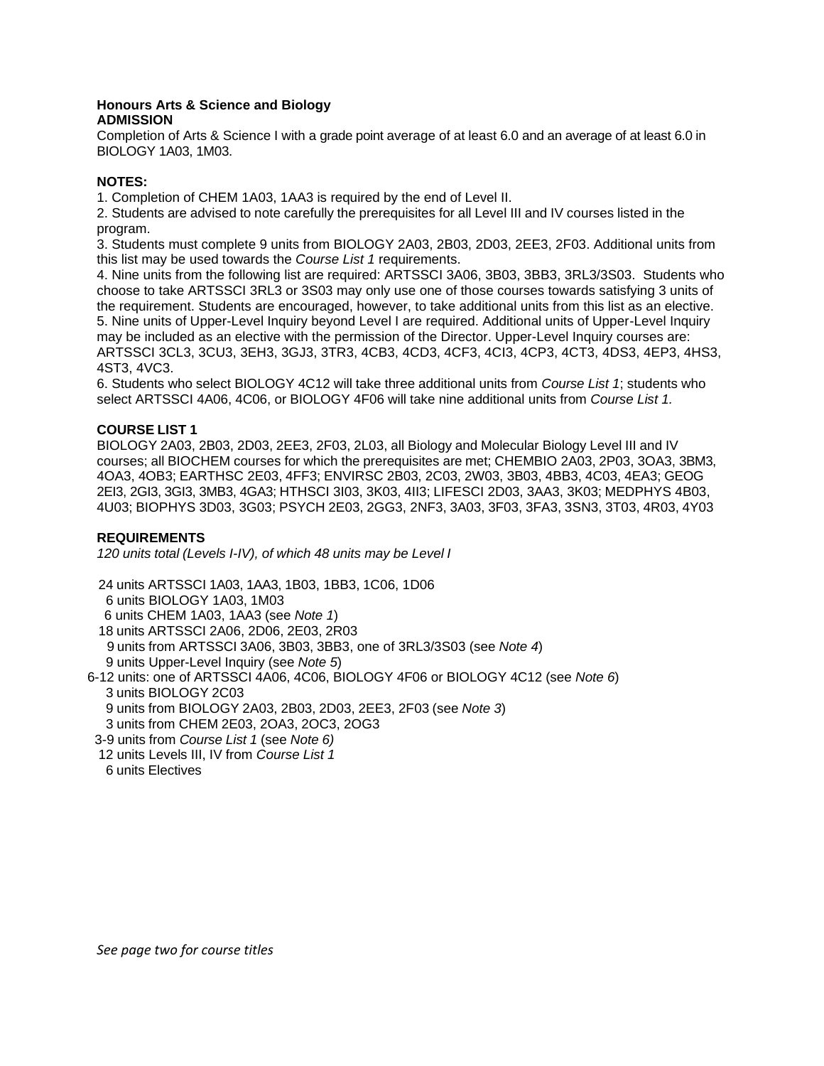**Honours Arts & Science and Biology**

**ADMISSION**

Completion of Arts & Science I with a grade point average of at least 6.0 and an average of at least 6.0 in BIOLOGY 1A03, 1M03.

**NOTES:**

1. Completion of CHEM 1A03, 1AA3 is required by the end of Level II.
2. Students are advised to note carefully the prerequisites for all Level III and IV courses listed in the program.
3. Students must complete 9 units from BIOLOGY 2A03, 2B03, 2D03, 2EE3, 2F03. Additional units from this list may be used towards the *Course List 1* requirements.
4. Nine units from the following list are required: ARTSSCI 3A06, 3B03, 3BB3, 3RL3/3S03. Students who choose to take ARTSSCI 3RL3 or 3S03 may only use one of those courses towards satisfying 3 units of the requirement. Students are encouraged, however, to take additional units from this list as an elective.
5. Nine units of Upper-Level Inquiry beyond Level I are required. Additional units of Upper-Level Inquiry may be included as an elective with the permission of the Director. Upper-Level Inquiry courses are: ARTSSCI 3CL3, 3CU3, 3EH3, 3GJ3, 3TR3, 4CB3, 4CD3, 4CF3, 4CI3, 4CP3, 4CT3, 4DS3, 4EP3, 4HS3, 4ST3, 4VC3.
6. Students who select BIOLOGY 4C12 will take three additional units from *Course List 1*; students who select ARTSSCI 4A06, 4C06, or BIOLOGY 4F06 will take nine additional units from *Course List 1.*

**COURSE LIST 1**

BIOLOGY 2A03, 2B03, 2D03, 2EE3, 2F03, 2L03, all Biology and Molecular Biology Level III and IV courses; all BIOCHEM courses for which the prerequisites are met; CHEMBIO 2A03, 2P03, 3OA3, 3BM3, 4OA3, 4OB3; EARTHSC 2E03, 4FF3; ENVIRSC 2B03, 2C03, 2W03, 3B03, 4BB3, 4C03, 4EA3; GEOG 2EI3, 2GI3, 3GI3, 3MB3, 4GA3; HTHSCI 3I03, 3K03, 4II3; LIFESCI 2D03, 3AA3, 3K03; MEDPHYS 4B03, 4U03; BIOPHYS 3D03, 3G03; PSYCH 2E03, 2GG3, 2NF3, 3A03, 3F03, 3FA3, 3SN3, 3T03, 4R03, 4Y03

**REQUIREMENTS**

*120 units total (Levels I-IV), of which 48 units may be Level I*

24 units ARTSSCI 1A03, 1AA3, 1B03, 1BB3, 1C06, 1D06
6 units BIOLOGY 1A03, 1M03
6 units CHEM 1A03, 1AA3 (see *Note 1*)
18 units ARTSSCI 2A06, 2D06, 2E03, 2R03
9 units from ARTSSCI 3A06, 3B03, 3BB3, one of 3RL3/3S03 (see *Note 4*)
9 units Upper-Level Inquiry (see *Note 5*)
6-12 units: one of ARTSSCI 4A06, 4C06, BIOLOGY 4F06 or BIOLOGY 4C12 (see *Note 6*)
3 units BIOLOGY 2C03
9 units from BIOLOGY 2A03, 2B03, 2D03, 2EE3, 2F03 (see *Note 3*)
3 units from CHEM 2E03, 2OA3, 2OC3, 2OG3
3-9 units from *Course List 1* (see *Note 6)*
12 units Levels III, IV from *Course List 1*
6 units Electives

*See page two for course titles*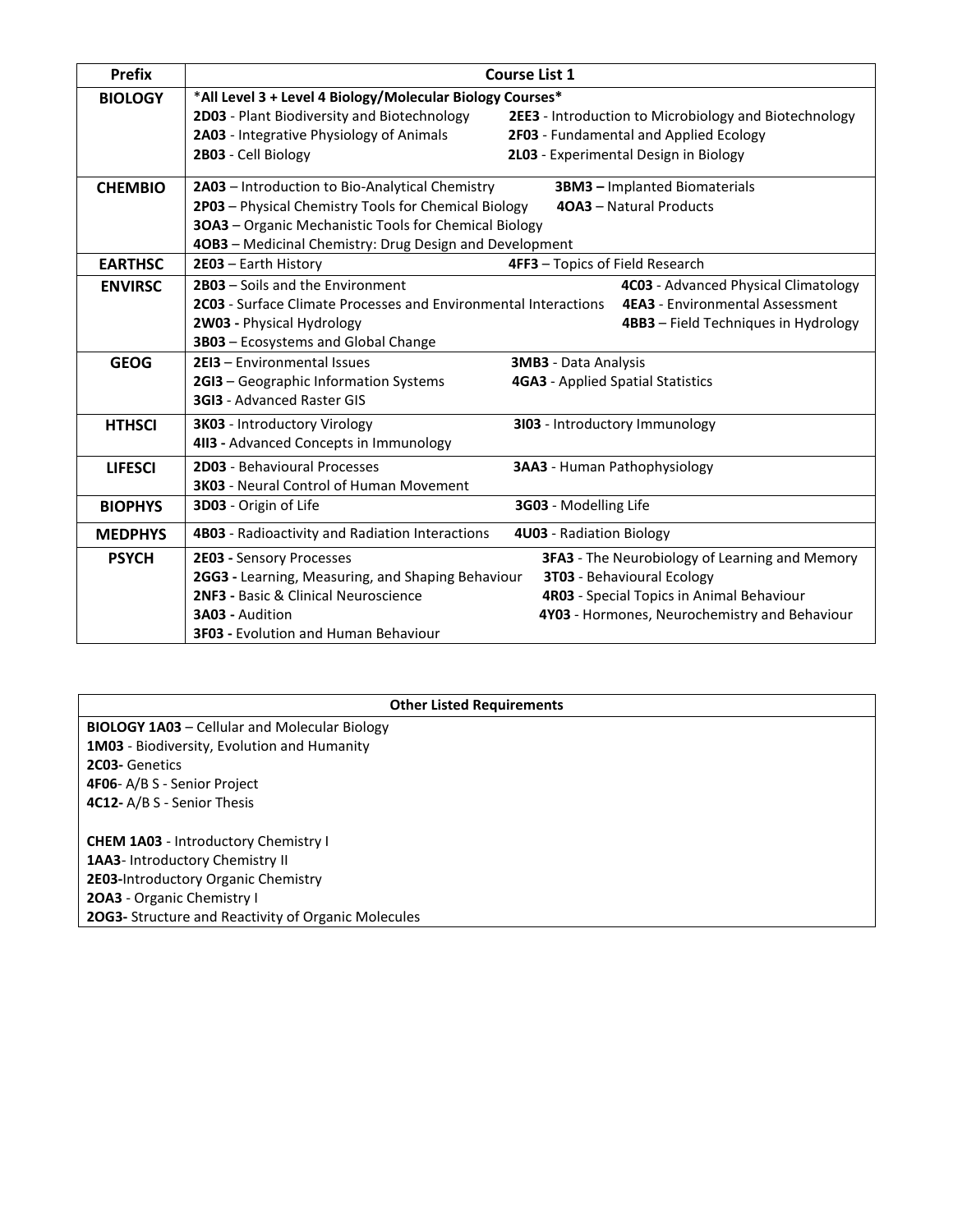| Prefix | Course List 1 |
|---|---|
| **BIOLOGY** | ***All Level 3 + Level 4 Biology/Molecular Biology Courses***<br>**2D03** - Plant Biodiversity and Biotechnology<br>**2A03** - Integrative Physiology of Animals<br>**2B03** - Cell Biology<br>**2EE3** - Introduction to Microbiology and Biotechnology<br>**2F03** - Fundamental and Applied Ecology<br>**2L03** - Experimental Design in Biology |
| **CHEMBIO** | **2A03** – Introduction to Bio-Analytical Chemistry<br>**2P03** – Physical Chemistry Tools for Chemical Biology<br>**3OA3** – Organic Mechanistic Tools for Chemical Biology<br>**4OB3** – Medicinal Chemistry: Drug Design and Development<br>**3BM3 –** Implanted Biomaterials<br>**4OA3** – Natural Products |
| **EARTHSC** | **2E03** – Earth History<br>**4FF3** – Topics of Field Research |
| **ENVIRSC** | **2B03** – Soils and the Environment<br>**2C03** - Surface Climate Processes and Environmental Interactions<br>**2W03 -** Physical Hydrology<br>**3B03** – Ecosystems and Global Change<br>**4C03** - Advanced Physical Climatology<br>**4EA3** - Environmental Assessment<br>**4BB3** – Field Techniques in Hydrology |
| **GEOG** | **2EI3** – Environmental Issues<br>**2GI3** – Geographic Information Systems<br>**3GI3** - Advanced Raster GIS<br>**3MB3** - Data Analysis<br>**4GA3** - Applied Spatial Statistics |
| **HTHSCI** | **3K03** - Introductory Virology<br>**4II3 -** Advanced Concepts in Immunology<br>**3I03** - Introductory Immunology |
| **LIFESCI** | **2D03** - Behavioural Processes<br>**3K03** - Neural Control of Human Movement<br>**3AA3** - Human Pathophysiology |
| **BIOPHYS** | **3D03** - Origin of Life<br>**3G03** - Modelling Life |
| **MEDPHYS** | **4B03** - Radioactivity and Radiation Interactions<br>**4U03** - Radiation Biology |
| **PSYCH** | **2E03 -** Sensory Processes<br>**2GG3 -** Learning, Measuring, and Shaping Behaviour<br>**2NF3 -** Basic & Clinical Neuroscience<br>**3A03 -** Audition<br>**3F03 -** Evolution and Human Behaviour<br>**3FA3** - The Neurobiology of Learning and Memory<br>**3T03** - Behavioural Ecology<br>**4R03** - Special Topics in Animal Behaviour<br>**4Y03** - Hormones, Neurochemistry and Behaviour |

| Other Listed Requirements |
|---|
| **BIOLOGY 1A03** – Cellular and Molecular Biology<br>**1M03** - Biodiversity, Evolution and Humanity<br>**2C03-** Genetics<br>**4F06**- A/B S - Senior Project<br>**4C12-** A/B S - Senior Thesis<br><br>**CHEM 1A03** - Introductory Chemistry I<br>**1AA3**- Introductory Chemistry II<br>**2E03-**Introductory Organic Chemistry<br>**2OA3** - Organic Chemistry I<br>**2OG3-** Structure and Reactivity of Organic Molecules |